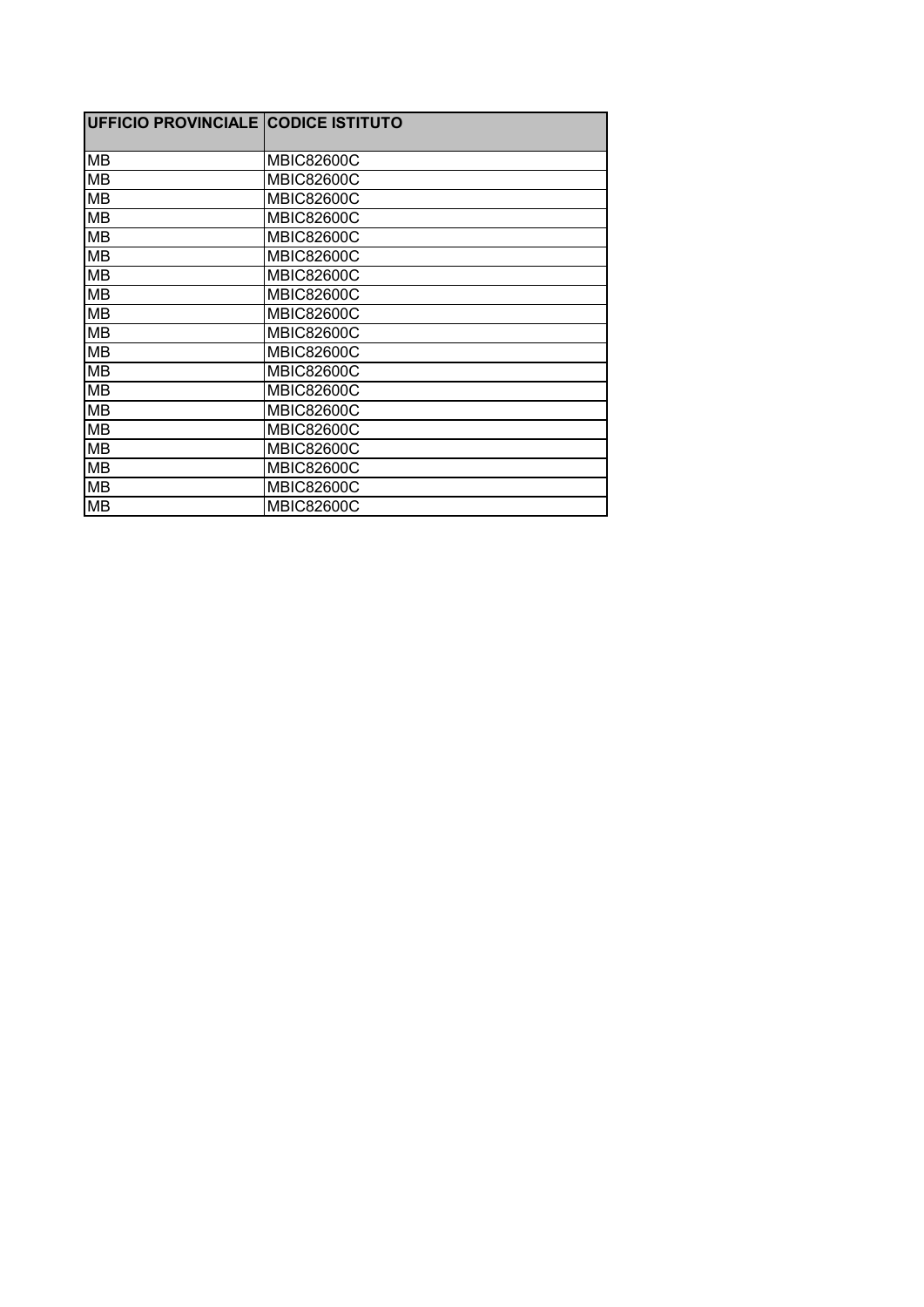| UFFICIO PROVINCIALE | CODICE ISTITUTO |
| --- | --- |
| MB | MBIC82600C |
| MB | MBIC82600C |
| MB | MBIC82600C |
| MB | MBIC82600C |
| MB | MBIC82600C |
| MB | MBIC82600C |
| MB | MBIC82600C |
| MB | MBIC82600C |
| MB | MBIC82600C |
| MB | MBIC82600C |
| MB | MBIC82600C |
| MB | MBIC82600C |
| MB | MBIC82600C |
| MB | MBIC82600C |
| MB | MBIC82600C |
| MB | MBIC82600C |
| MB | MBIC82600C |
| MB | MBIC82600C |
| MB | MBIC82600C |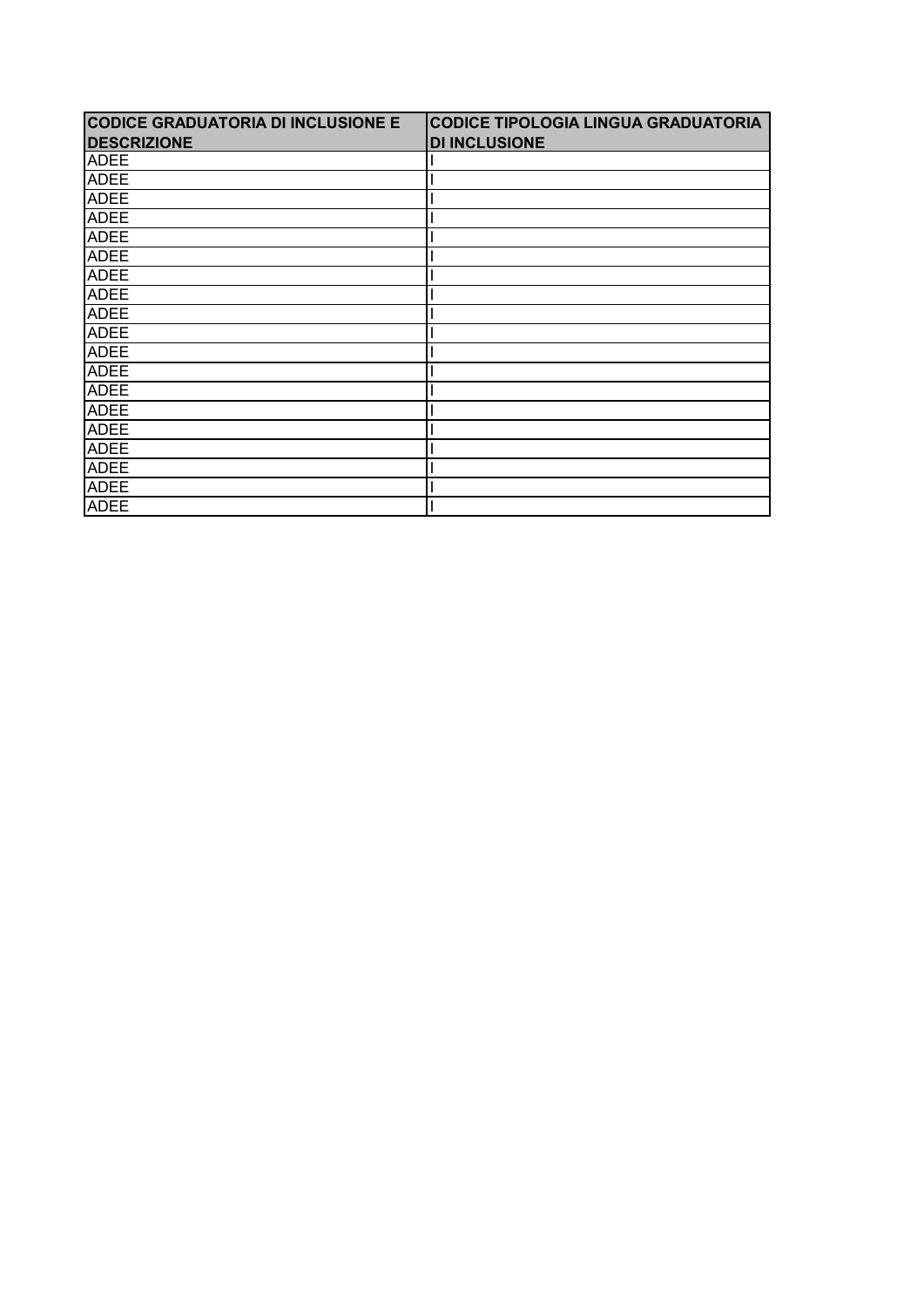| CODICE GRADUATORIA DI INCLUSIONE E DESCRIZIONE | CODICE TIPOLOGIA LINGUA GRADUATORIA DI INCLUSIONE |
|---|---|
| ADEE | I |
| ADEE | I |
| ADEE | I |
| ADEE | I |
| ADEE | I |
| ADEE | I |
| ADEE | I |
| ADEE | I |
| ADEE | I |
| ADEE | I |
| ADEE | I |
| ADEE | I |
| ADEE | I |
| ADEE | I |
| ADEE | I |
| ADEE | I |
| ADEE | I |
| ADEE | I |
| ADEE | I |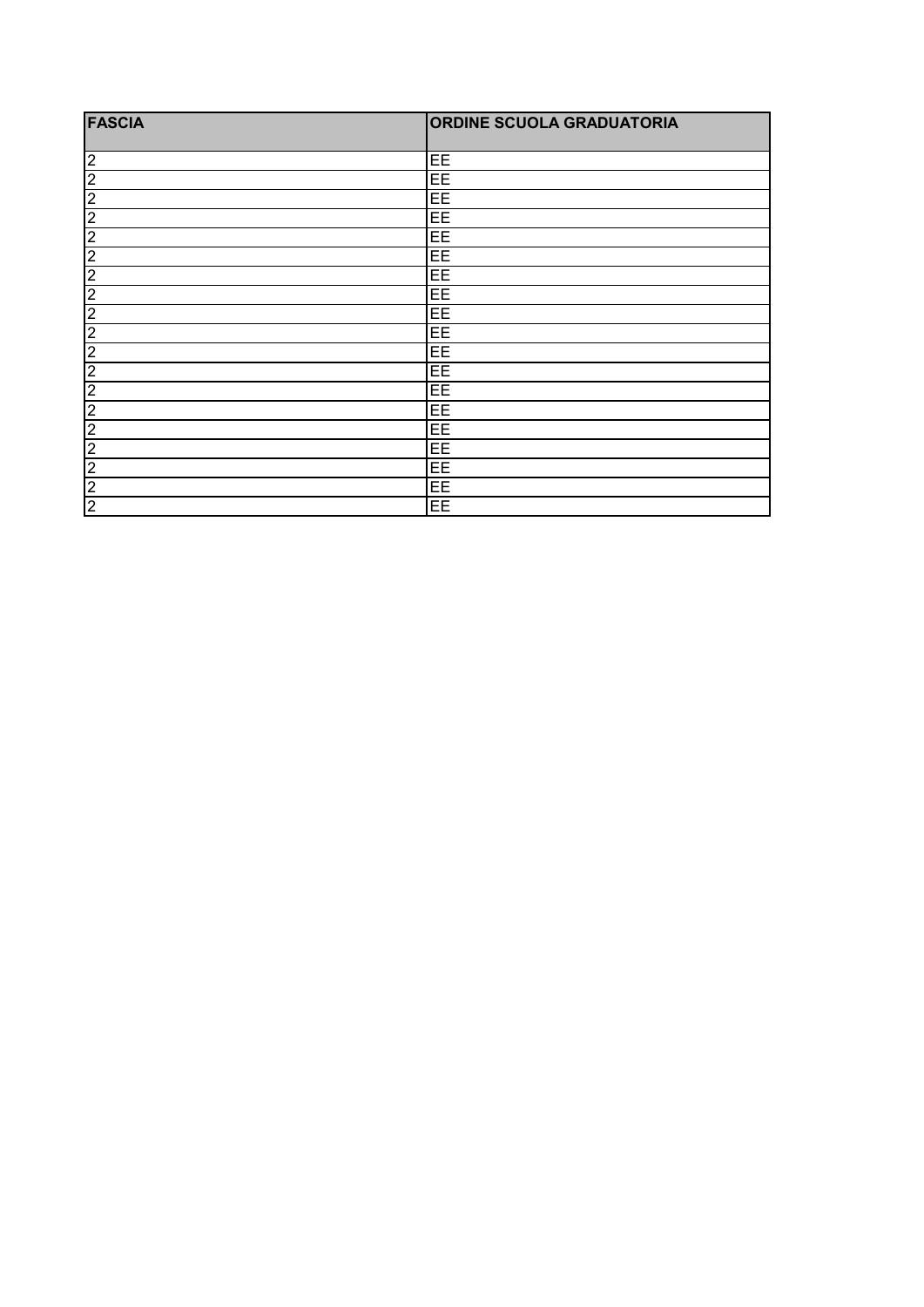| FASCIA | ORDINE SCUOLA GRADUATORIA |
|---|---|
| 2 | EE |
| 2 | EE |
| 2 | EE |
| 2 | EE |
| 2 | EE |
| 2 | EE |
| 2 | EE |
| 2 | EE |
| 2 | EE |
| 2 | EE |
| 2 | EE |
| 2 | EE |
| 2 | EE |
| 2 | EE |
| 2 | EE |
| 2 | EE |
| 2 | EE |
| 2 | EE |
| 2 | EE |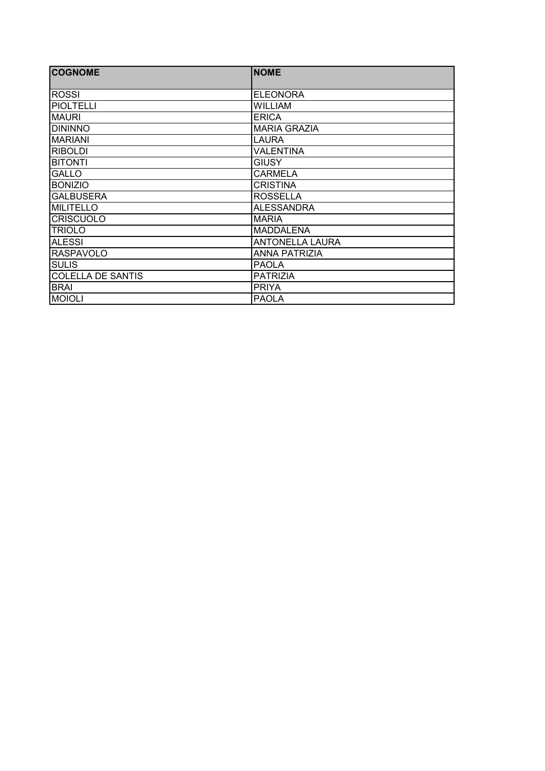| COGNOME | NOME |
| --- | --- |
| ROSSI | ELEONORA |
| PIOLTELLI | WILLIAM |
| MAURI | ERICA |
| DININNO | MARIA GRAZIA |
| MARIANI | LAURA |
| RIBOLDI | VALENTINA |
| BITONTI | GIUSY |
| GALLO | CARMELA |
| BONIZIO | CRISTINA |
| GALBUSERA | ROSSELLA |
| MILITELLO | ALESSANDRA |
| CRISCUOLO | MARIA |
| TRIOLO | MADDALENA |
| ALESSI | ANTONELLA LAURA |
| RASPAVOLO | ANNA PATRIZIA |
| SULIS | PAOLA |
| COLELLA DE SANTIS | PATRIZIA |
| BRAI | PRIYA |
| MOIOLI | PAOLA |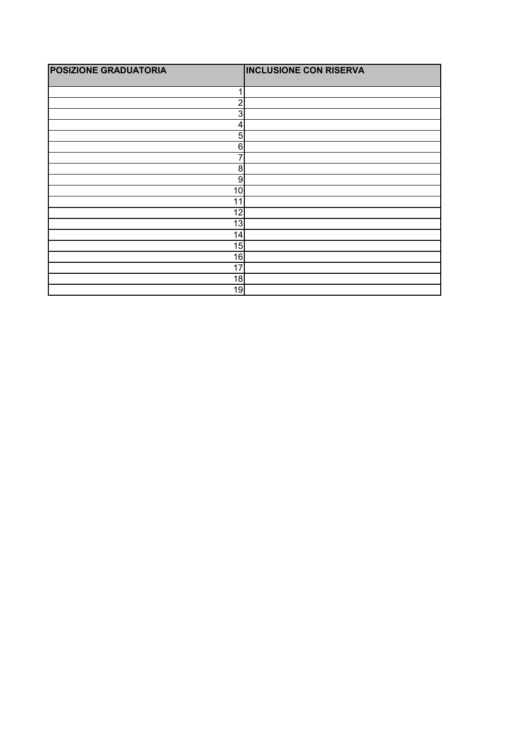| POSIZIONE GRADUATORIA | INCLUSIONE CON RISERVA |
|---|---|
| 1 | |
| 2 | |
| 3 | |
| 4 | |
| 5 | |
| 6 | |
| 7 | |
| 8 | |
| 9 | |
| 10 | |
| 11 | |
| 12 | |
| 13 | |
| 14 | |
| 15 | |
| 16 | |
| 17 | |
| 18 | |
| 19 | |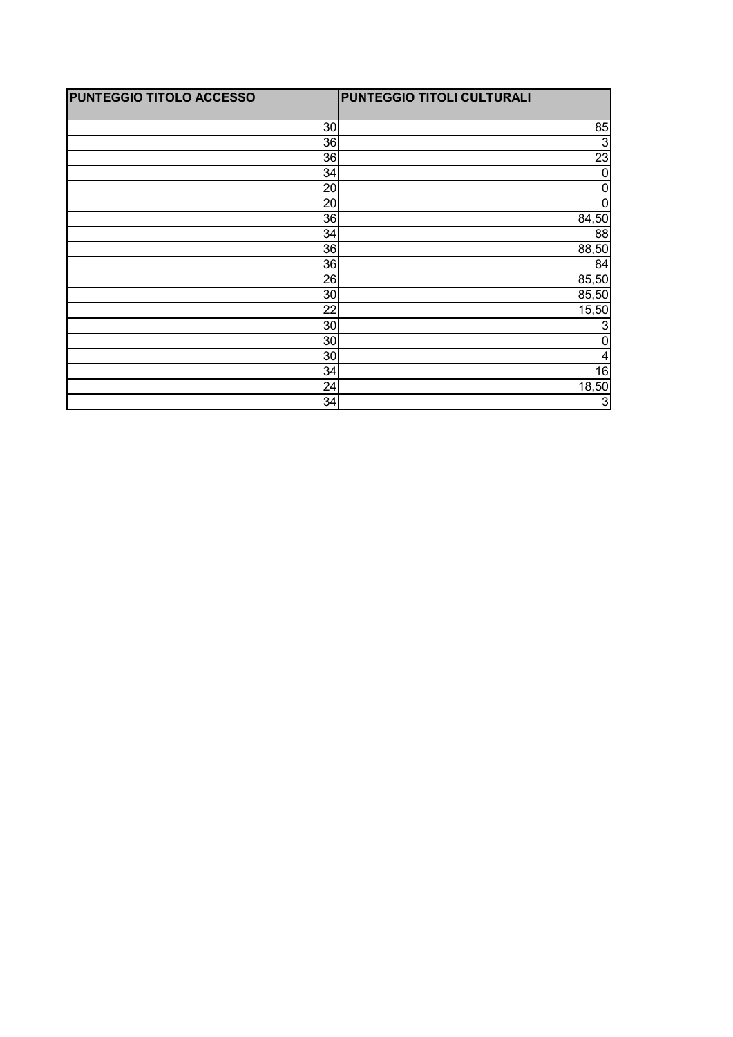| PUNTEGGIO TITOLO ACCESSO | PUNTEGGIO TITOLI CULTURALI |
|---|---|
| 30 | 85 |
| 36 | 3 |
| 36 | 23 |
| 34 | 0 |
| 20 | 0 |
| 20 | 0 |
| 36 | 84,50 |
| 34 | 88 |
| 36 | 88,50 |
| 36 | 84 |
| 26 | 85,50 |
| 30 | 85,50 |
| 22 | 15,50 |
| 30 | 3 |
| 30 | 0 |
| 30 | 4 |
| 34 | 16 |
| 24 | 18,50 |
| 34 | 3 |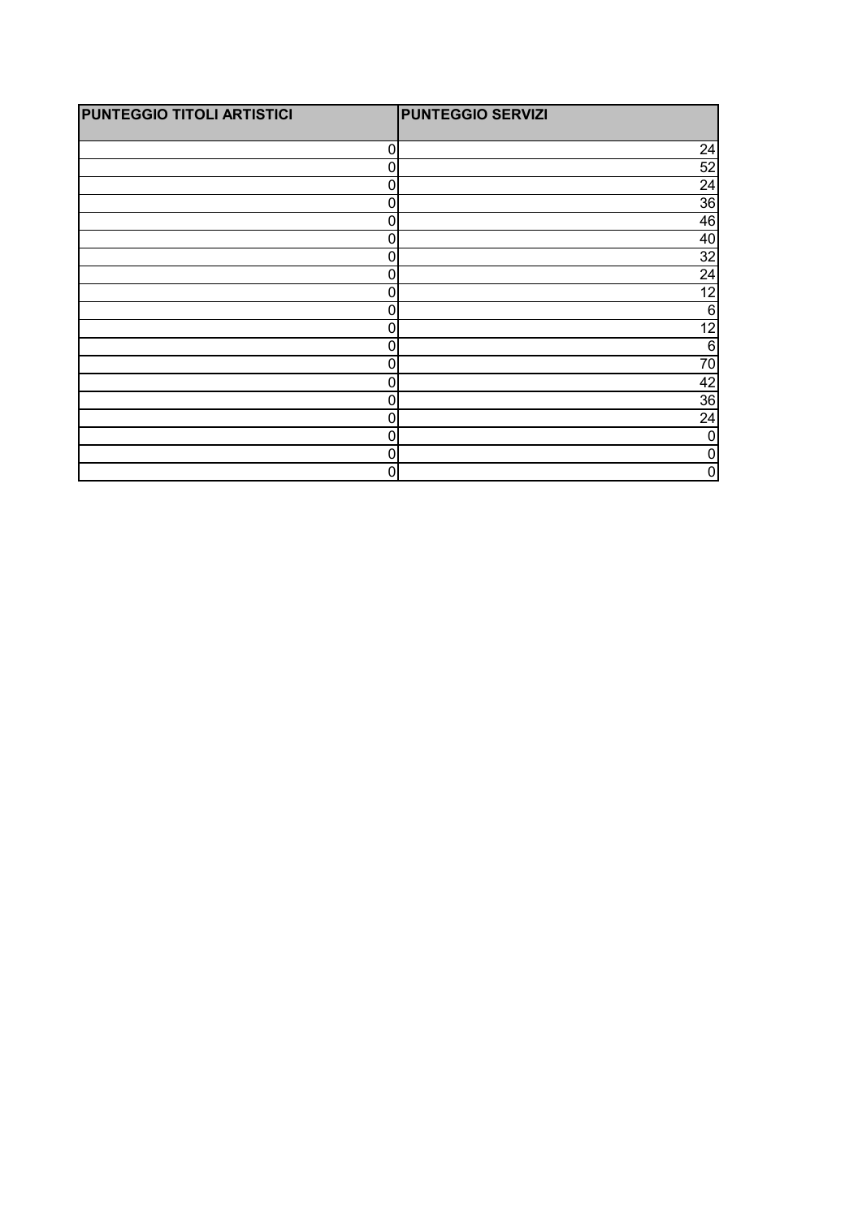| PUNTEGGIO TITOLI ARTISTICI | PUNTEGGIO SERVIZI |
|---|---|
| 0 | 24 |
| 0 | 52 |
| 0 | 24 |
| 0 | 36 |
| 0 | 46 |
| 0 | 40 |
| 0 | 32 |
| 0 | 24 |
| 0 | 12 |
| 0 | 6 |
| 0 | 12 |
| 0 | 6 |
| 0 | 70 |
| 0 | 42 |
| 0 | 36 |
| 0 | 24 |
| 0 | 0 |
| 0 | 0 |
| 0 | 0 |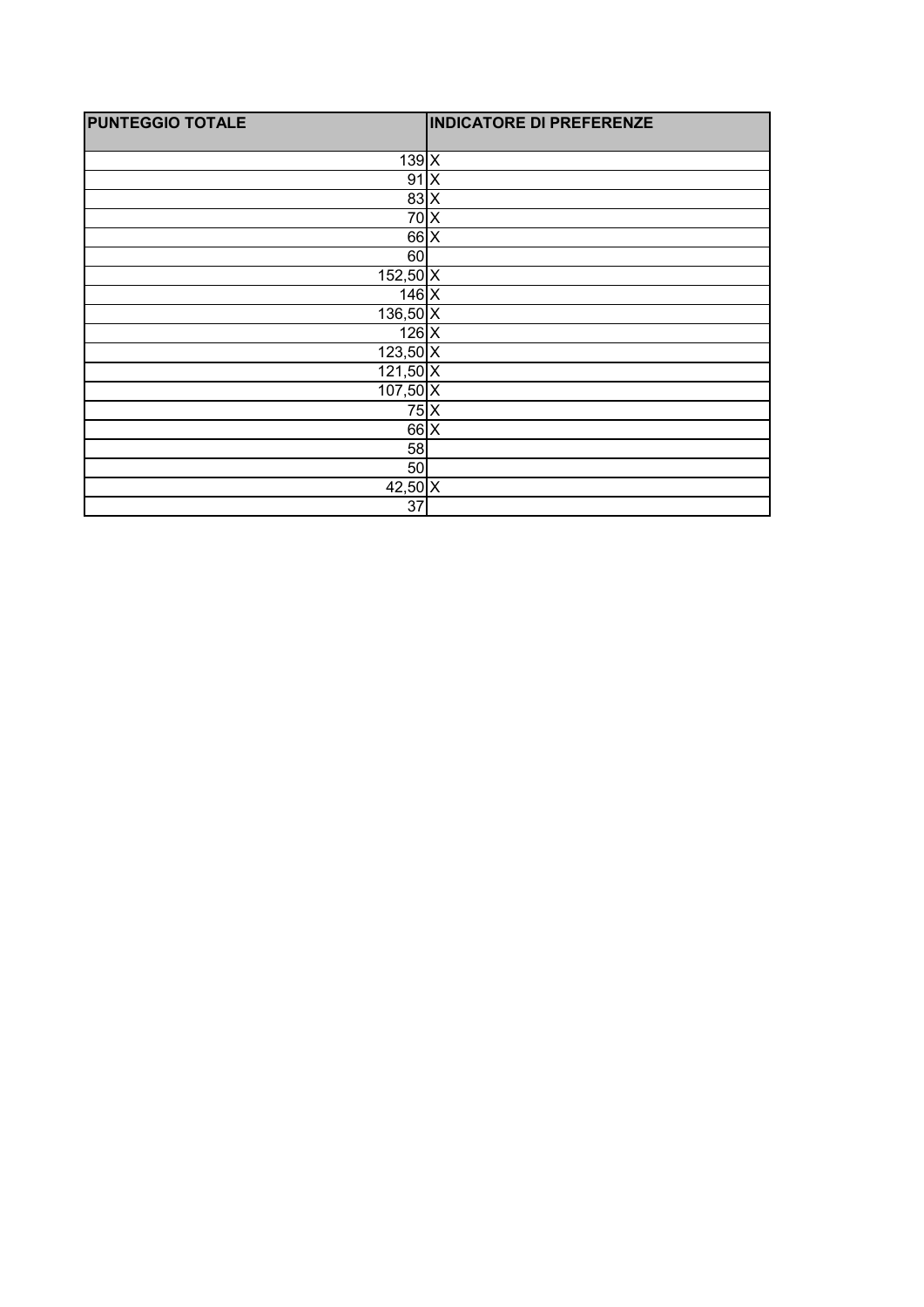| PUNTEGGIO TOTALE | INDICATORE DI PREFERENZE |
|---|---|
| 139 | X |
| 91 | X |
| 83 | X |
| 70 | X |
| 66 | X |
| 60 | |
| 152,50 | X |
| 146 | X |
| 136,50 | X |
| 126 | X |
| 123,50 | X |
| 121,50 | X |
| 107,50 | X |
| 75 | X |
| 66 | X |
| 58 | |
| 50 | |
| 42,50 | X |
| 37 | |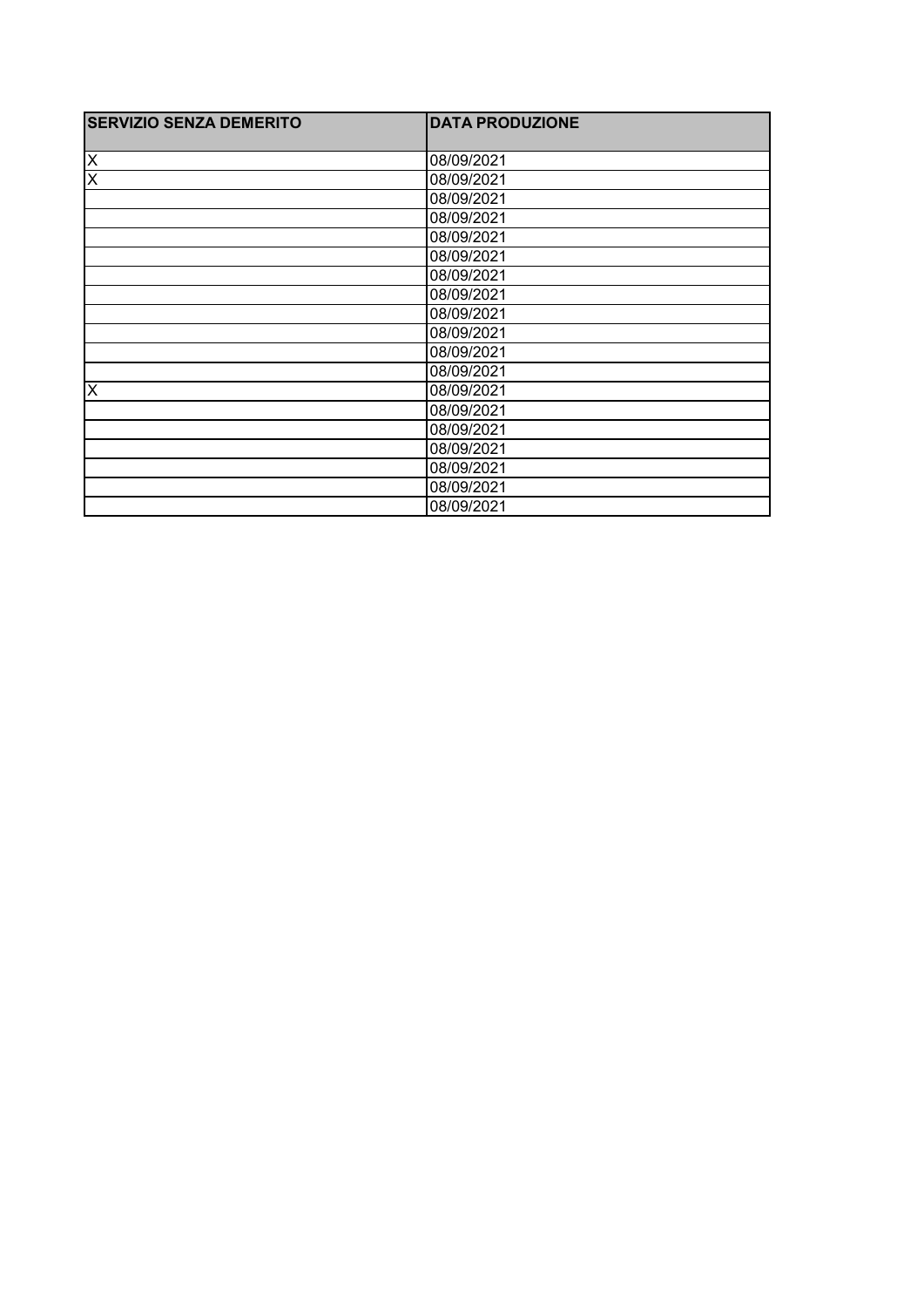| SERVIZIO SENZA DEMERITO | DATA PRODUZIONE |
| --- | --- |
| X | 08/09/2021 |
| X | 08/09/2021 |
| | 08/09/2021 |
| | 08/09/2021 |
| | 08/09/2021 |
| | 08/09/2021 |
| | 08/09/2021 |
| | 08/09/2021 |
| | 08/09/2021 |
| | 08/09/2021 |
| | 08/09/2021 |
| | 08/09/2021 |
| X | 08/09/2021 |
| | 08/09/2021 |
| | 08/09/2021 |
| | 08/09/2021 |
| | 08/09/2021 |
| | 08/09/2021 |
| | 08/09/2021 |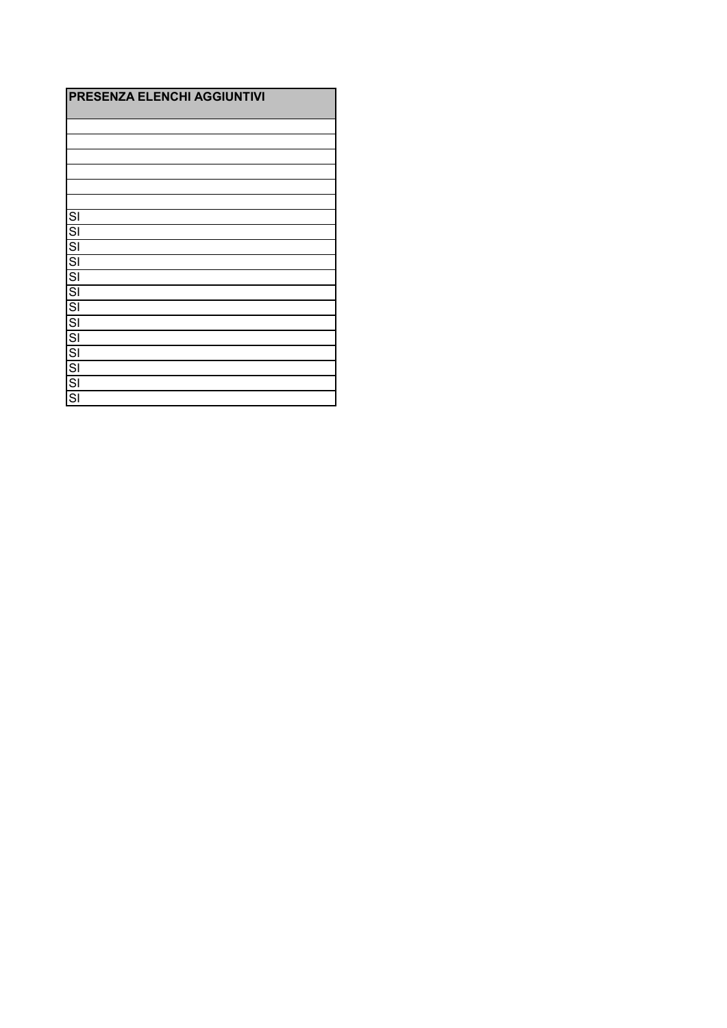| PRESENZA ELENCHI AGGIUNTIVI |
| --- |
| |
| |
| |
| |
| |
| |
| SI |
| SI |
| SI |
| SI |
| SI |
| SI |
| SI |
| SI |
| SI |
| SI |
| SI |
| SI |
| SI |